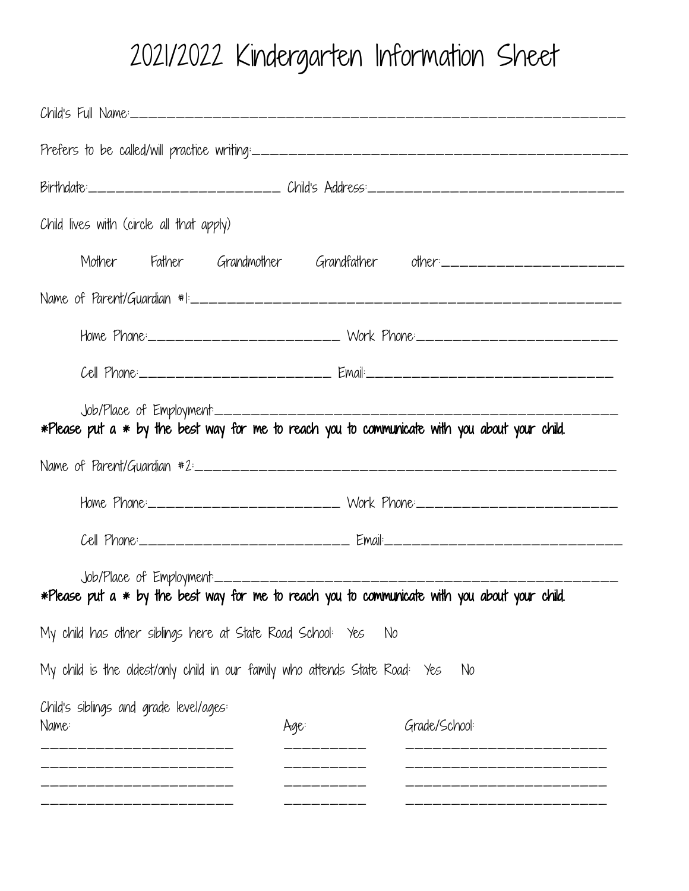# 2021/2022 Kindergarten Information Sheet

Child's Full Name:____________________________________________________________

Prefers to be called/will practice writing:_____________________________________________

Birthdate:_________________________ Child's Address:________________________________

Child lives with (circle all that apply)

Mother    Father    Grandmother    Grandfather    other:_______________________

Name of Parent/Guardian #1:_____________________________________________________

Home Phone:_________________________ Work Phone:_________________________

Cell Phone:_________________________ Email:_______________________________

Job/Place of Employment:____________________________________________________

**\*Please put a \* by the best way for me to reach you to communicate with you about your child.**

Name of Parent/Guardian #2:_____________________________________________________

Home Phone:_________________________ Work Phone:_________________________

Cell Phone:___________________________ Email:_____________________________

Job/Place of Employment:____________________________________________________

**\*Please put a \* by the best way for me to reach you to communicate with you about your child.**

My child has other siblings here at State Road School:  Yes   No

My child is the oldest/only child in our family who attends State Road:  Yes   No

Child's siblings and grade level/ages:

| Name: | Age: | Grade/School: |
| --- | --- | --- |
| ________________________ | __________ | ________________________ |
| ________________________ | __________ | ________________________ |
| ________________________ | __________ | ________________________ |
| ________________________ | __________ | ________________________ |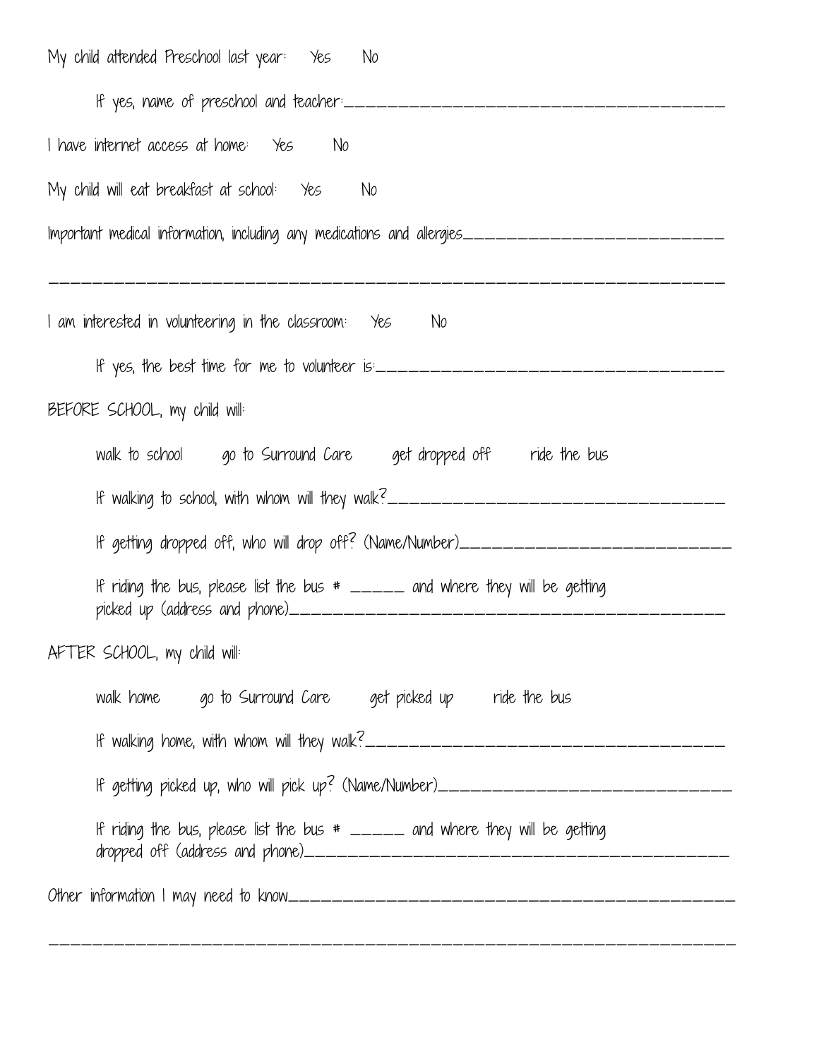My child attended Preschool last year: Yes No

If yes, name of preschool and teacher:___________________________________

I have internet access at home: Yes No

My child will eat breakfast at school: Yes No

Important medical information, including any medications and allergies________________________

_____________________________________________________________

I am interested in volunteering in the classroom: Yes No

If yes, the best time for me to volunteer is:_______________________________

BEFORE SCHOOL, my child will:

walk to school go to Surround Care get dropped off ride the bus

If walking to school, with whom will they walk?______________________________

If getting dropped off, who will drop off? (Name/Number)________________________

If riding the bus, please list the bus # _____ and where they will be getting picked up (address and phone)_____________________________________

AFTER SCHOOL, my child will:

walk home go to Surround Care get picked up ride the bus

If walking home, with whom will they walk?________________________________

If getting picked up, who will pick up? (Name/Number)___________________________

If riding the bus, please list the bus # _____ and where they will be getting dropped off (address and phone)___________________________________

Other information I may need to know__________________________________________

_____________________________________________________________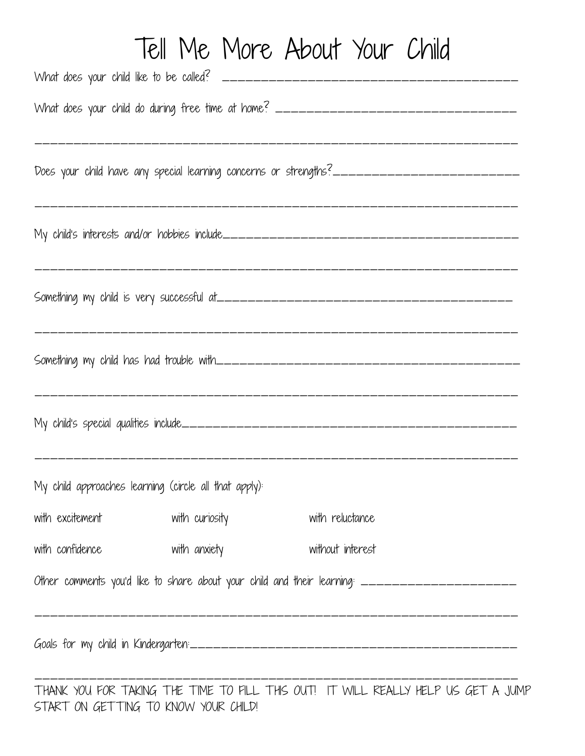# Tell Me More About Your Child

What does your child like to be called? ___________________________________________

What does your child do during free time at home? ___________________________________

_________________________________________________________________________

Does your child have any special learning concerns or strengths?___________________________

_________________________________________________________________________

My child's interests and/or hobbies include___________________________________________

_________________________________________________________________________

Something my child is very successful at_____________________________________________

_________________________________________________________________________

Something my child has had trouble with_____________________________________________

_________________________________________________________________________

My child's special qualities include_________________________________________________

_________________________________________________________________________

My child approaches learning (circle all that apply):

| | | |
|---|---|---|
| with excitement | with curiosity | with reluctance |
| with confidence | with anxiety | without interest |

Other comments you'd like to share about your child and their learning: _______________________

_________________________________________________________________________

Goals for my child in Kindergarten:_________________________________________________

_________________________________________________________________________

THANK YOU FOR TAKING THE TIME TO FILL THIS OUT! IT WILL REALLY HELP US GET A JUMP START ON GETTING TO KNOW YOUR CHILD!